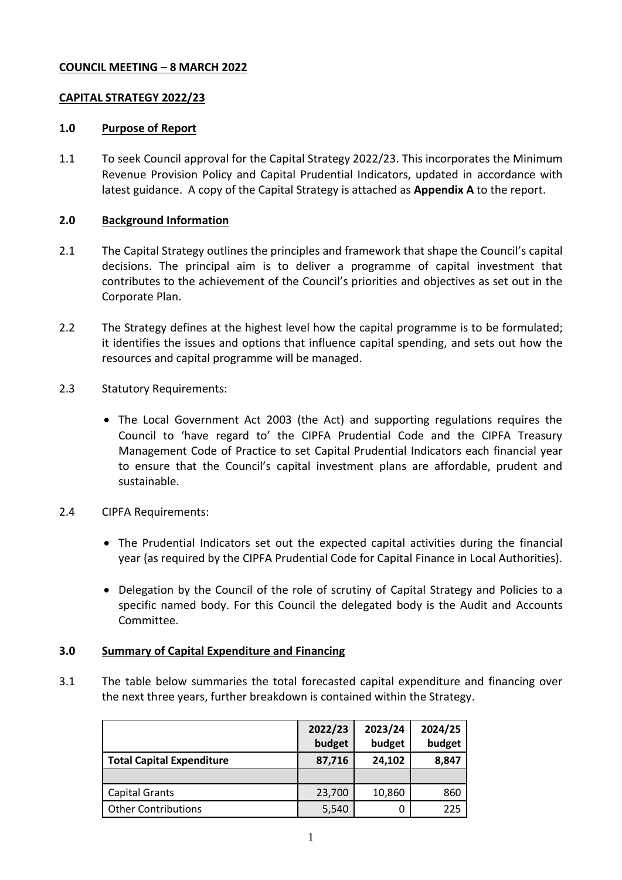**COUNCIL MEETING – 8 MARCH 2022**

**CAPITAL STRATEGY 2022/23**

## 1.0 Purpose of Report

1.1 To seek Council approval for the Capital Strategy 2022/23. This incorporates the Minimum Revenue Provision Policy and Capital Prudential Indicators, updated in accordance with latest guidance. A copy of the Capital Strategy is attached as **Appendix A** to the report.

## 2.0 Background Information

2.1 The Capital Strategy outlines the principles and framework that shape the Council's capital decisions. The principal aim is to deliver a programme of capital investment that contributes to the achievement of the Council's priorities and objectives as set out in the Corporate Plan.

2.2 The Strategy defines at the highest level how the capital programme is to be formulated; it identifies the issues and options that influence capital spending, and sets out how the resources and capital programme will be managed.

2.3 Statutory Requirements:

- The Local Government Act 2003 (the Act) and supporting regulations requires the Council to 'have regard to' the CIPFA Prudential Code and the CIPFA Treasury Management Code of Practice to set Capital Prudential Indicators each financial year to ensure that the Council's capital investment plans are affordable, prudent and sustainable.

2.4 CIPFA Requirements:

- The Prudential Indicators set out the expected capital activities during the financial year (as required by the CIPFA Prudential Code for Capital Finance in Local Authorities).
- Delegation by the Council of the role of scrutiny of Capital Strategy and Policies to a specific named body. For this Council the delegated body is the Audit and Accounts Committee.

## 3.0 Summary of Capital Expenditure and Financing

3.1 The table below summaries the total forecasted capital expenditure and financing over the next three years, further breakdown is contained within the Strategy.

| | 2022/23 budget | 2023/24 budget | 2024/25 budget |
|---|---|---|---|
| **Total Capital Expenditure** | **87,716** | **24,102** | **8,847** |
| | | | |
| Capital Grants | 23,700 | 10,860 | 860 |
| Other Contributions | 5,540 | 0 | 225 |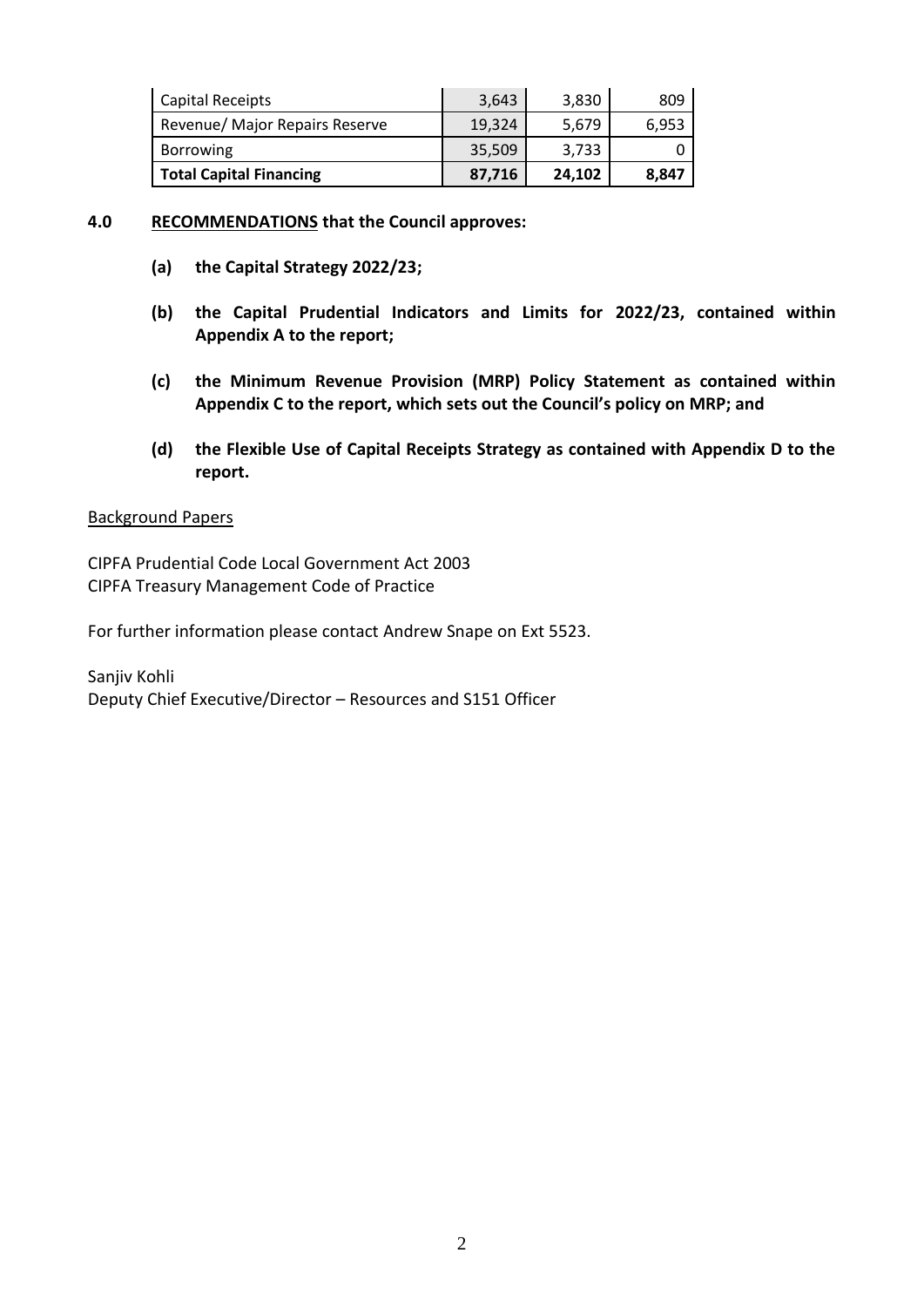| | | | |
|---|---|---|---|
| Capital Receipts | 3,643 | 3,830 | 809 |
| Revenue/ Major Repairs Reserve | 19,324 | 5,679 | 6,953 |
| Borrowing | 35,509 | 3,733 | 0 |
| **Total Capital Financing** | **87,716** | **24,102** | **8,847** |

**4.0 <u>RECOMMENDATIONS</u> that the Council approves:**

- **(a) the Capital Strategy 2022/23;**
- **(b) the Capital Prudential Indicators and Limits for 2022/23, contained within Appendix A to the report;**
- **(c) the Minimum Revenue Provision (MRP) Policy Statement as contained within Appendix C to the report, which sets out the Council's policy on MRP; and**
- **(d) the Flexible Use of Capital Receipts Strategy as contained with Appendix D to the report.**

<u>Background Papers</u>

CIPFA Prudential Code Local Government Act 2003
CIPFA Treasury Management Code of Practice

For further information please contact Andrew Snape on Ext 5523.

Sanjiv Kohli
Deputy Chief Executive/Director – Resources and S151 Officer